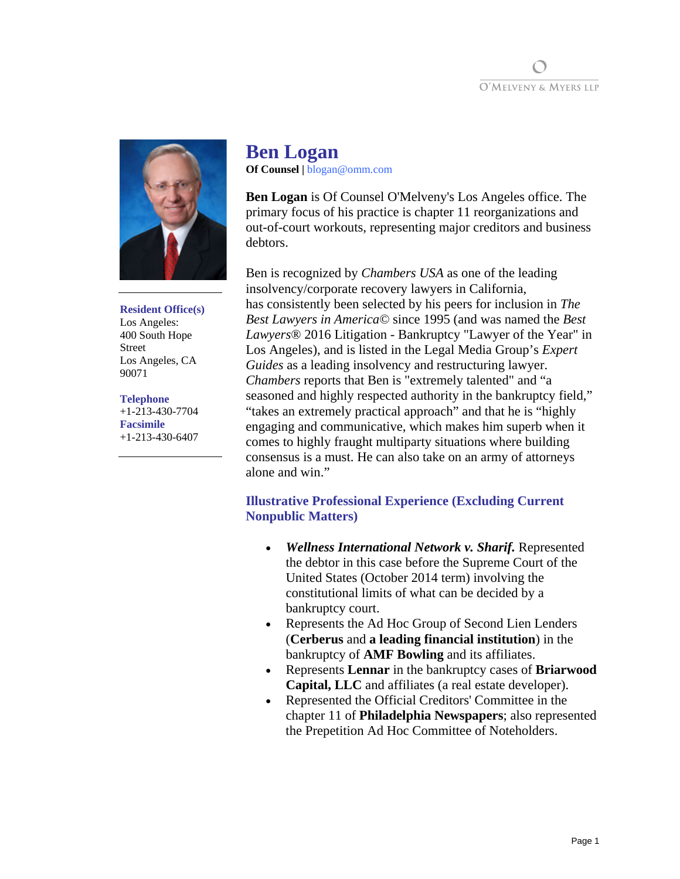O'MELVENY & MYERS LLP

# Ben Logan

**Of Counsel** | blogan@omm.com

**Resident Office(s)**
Los Angeles:
400 South Hope Street
Los Angeles, CA 90071

**Telephone**
+1-213-430-7704
**Facsimile**
+1-213-430-6407

**Ben Logan** is Of Counsel O'Melveny's Los Angeles office. The primary focus of his practice is chapter 11 reorganizations and out-of-court workouts, representing major creditors and business debtors.

Ben is recognized by *Chambers USA* as one of the leading insolvency/corporate recovery lawyers in California, has consistently been selected by his peers for inclusion in *The Best Lawyers in America©* since 1995 (and was named the *Best Lawyers®* 2016 Litigation - Bankruptcy "Lawyer of the Year" in Los Angeles), and is listed in the Legal Media Group's *Expert Guides* as a leading insolvency and restructuring lawyer. *Chambers* reports that Ben is "extremely talented" and "a seasoned and highly respected authority in the bankruptcy field," "takes an extremely practical approach" and that he is "highly engaging and communicative, which makes him superb when it comes to highly fraught multiparty situations where building consensus is a must. He can also take on an army of attorneys alone and win."

## Illustrative Professional Experience (Excluding Current Nonpublic Matters)

- ***Wellness International Network v. Sharif.*** Represented the debtor in this case before the Supreme Court of the United States (October 2014 term) involving the constitutional limits of what can be decided by a bankruptcy court.
- Represents the Ad Hoc Group of Second Lien Lenders (**Cerberus** and **a leading financial institution**) in the bankruptcy of **AMF Bowling** and its affiliates.
- Represents **Lennar** in the bankruptcy cases of **Briarwood Capital, LLC** and affiliates (a real estate developer).
- Represented the Official Creditors' Committee in the chapter 11 of **Philadelphia Newspapers**; also represented the Prepetition Ad Hoc Committee of Noteholders.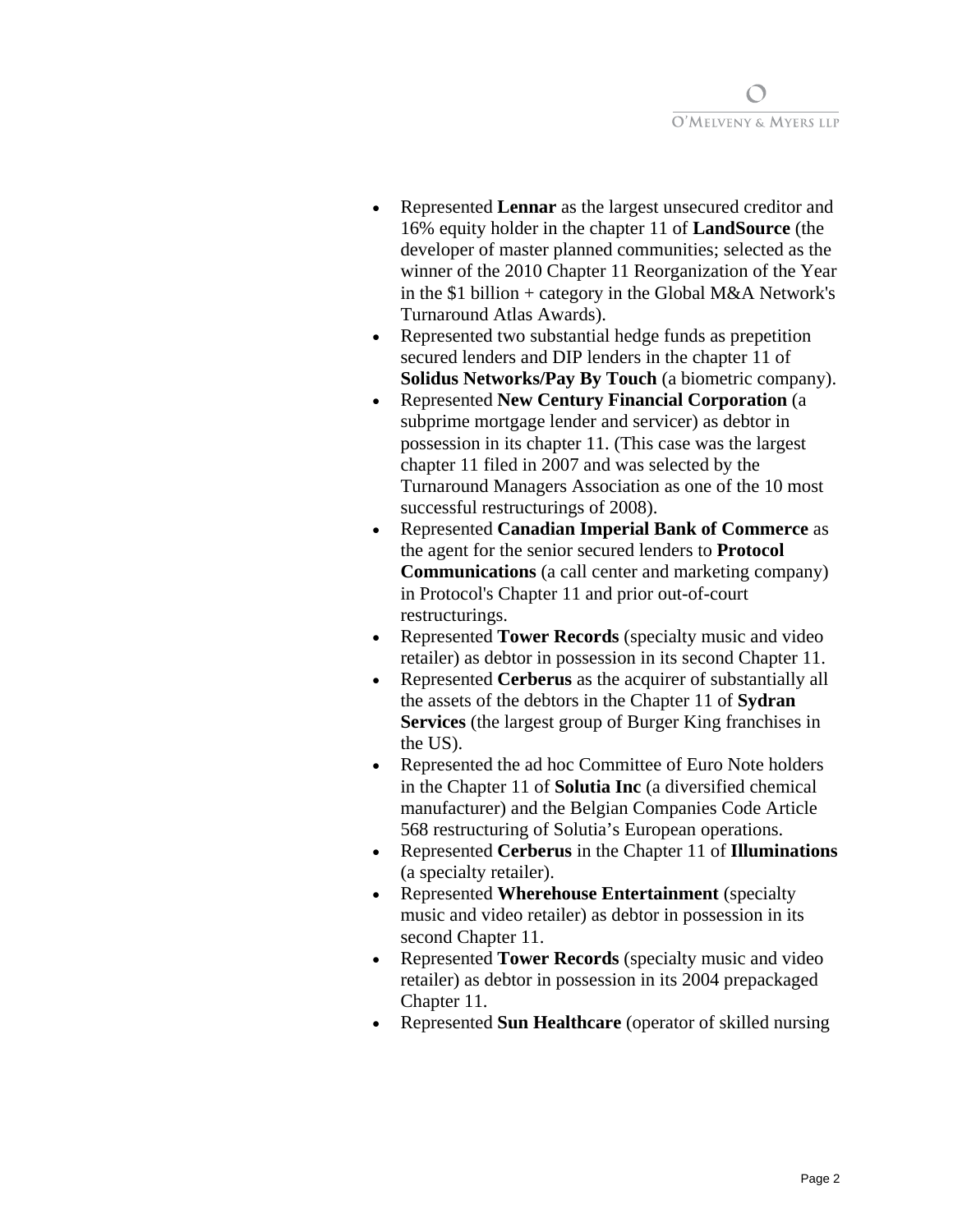- Represented **Lennar** as the largest unsecured creditor and 16% equity holder in the chapter 11 of **LandSource** (the developer of master planned communities; selected as the winner of the 2010 Chapter 11 Reorganization of the Year in the $1 billion + category in the Global M&A Network's Turnaround Atlas Awards).
- Represented two substantial hedge funds as prepetition secured lenders and DIP lenders in the chapter 11 of **Solidus Networks/Pay By Touch** (a biometric company).
- Represented **New Century Financial Corporation** (a subprime mortgage lender and servicer) as debtor in possession in its chapter 11. (This case was the largest chapter 11 filed in 2007 and was selected by the Turnaround Managers Association as one of the 10 most successful restructurings of 2008).
- Represented **Canadian Imperial Bank of Commerce** as the agent for the senior secured lenders to **Protocol Communications** (a call center and marketing company) in Protocol's Chapter 11 and prior out-of-court restructurings.
- Represented **Tower Records** (specialty music and video retailer) as debtor in possession in its second Chapter 11.
- Represented **Cerberus** as the acquirer of substantially all the assets of the debtors in the Chapter 11 of **Sydran Services** (the largest group of Burger King franchises in the US).
- Represented the ad hoc Committee of Euro Note holders in the Chapter 11 of **Solutia Inc** (a diversified chemical manufacturer) and the Belgian Companies Code Article 568 restructuring of Solutia's European operations.
- Represented **Cerberus** in the Chapter 11 of **Illuminations** (a specialty retailer).
- Represented **Wherehouse Entertainment** (specialty music and video retailer) as debtor in possession in its second Chapter 11.
- Represented **Tower Records** (specialty music and video retailer) as debtor in possession in its 2004 prepackaged Chapter 11.
- Represented **Sun Healthcare** (operator of skilled nursing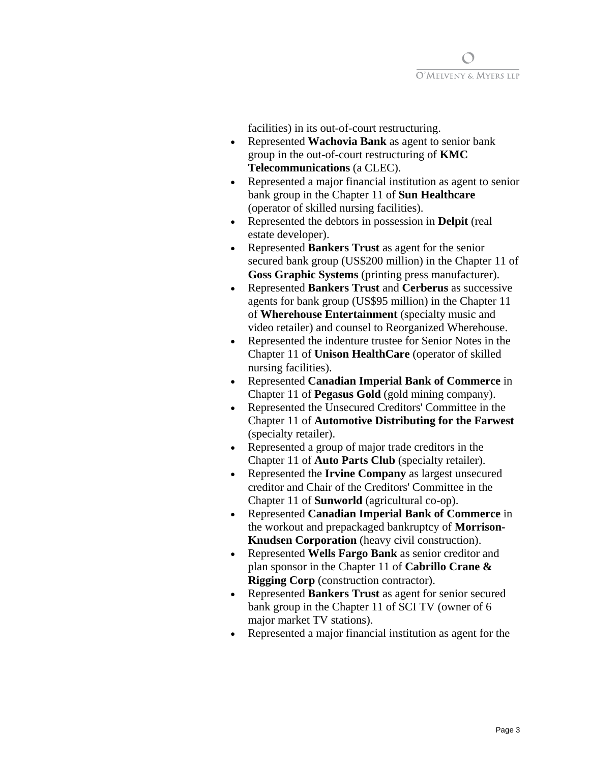facilities) in its out-of-court restructuring.

- Represented **Wachovia Bank** as agent to senior bank group in the out-of-court restructuring of **KMC Telecommunications** (a CLEC).
- Represented a major financial institution as agent to senior bank group in the Chapter 11 of **Sun Healthcare** (operator of skilled nursing facilities).
- Represented the debtors in possession in **Delpit** (real estate developer).
- Represented **Bankers Trust** as agent for the senior secured bank group (US$200 million) in the Chapter 11 of **Goss Graphic Systems** (printing press manufacturer).
- Represented **Bankers Trust** and **Cerberus** as successive agents for bank group (US$95 million) in the Chapter 11 of **Wherehouse Entertainment** (specialty music and video retailer) and counsel to Reorganized Wherehouse.
- Represented the indenture trustee for Senior Notes in the Chapter 11 of **Unison HealthCare** (operator of skilled nursing facilities).
- Represented **Canadian Imperial Bank of Commerce** in Chapter 11 of **Pegasus Gold** (gold mining company).
- Represented the Unsecured Creditors' Committee in the Chapter 11 of **Automotive Distributing for the Farwest** (specialty retailer).
- Represented a group of major trade creditors in the Chapter 11 of **Auto Parts Club** (specialty retailer).
- Represented the **Irvine Company** as largest unsecured creditor and Chair of the Creditors' Committee in the Chapter 11 of **Sunworld** (agricultural co-op).
- Represented **Canadian Imperial Bank of Commerce** in the workout and prepackaged bankruptcy of **Morrison-Knudsen Corporation** (heavy civil construction).
- Represented **Wells Fargo Bank** as senior creditor and plan sponsor in the Chapter 11 of **Cabrillo Crane & Rigging Corp** (construction contractor).
- Represented **Bankers Trust** as agent for senior secured bank group in the Chapter 11 of SCI TV (owner of 6 major market TV stations).
- Represented a major financial institution as agent for the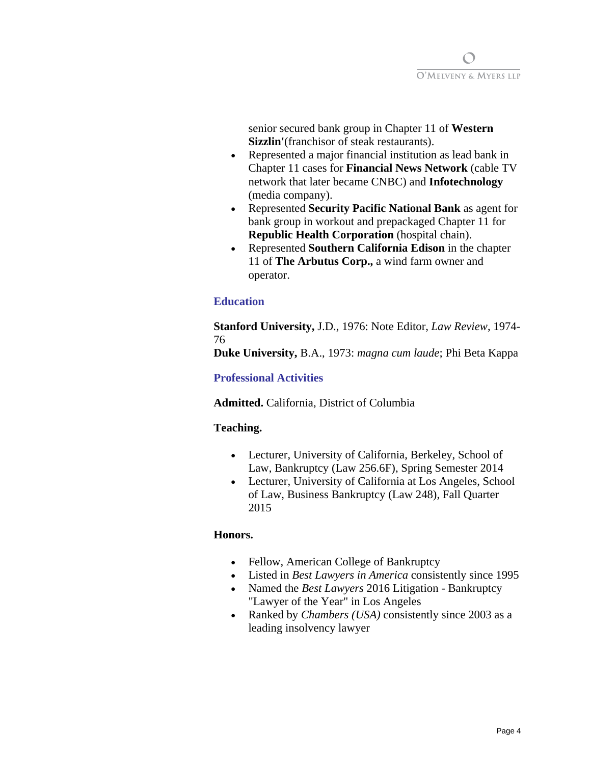senior secured bank group in Chapter 11 of **Western Sizzlin'**(franchisor of steak restaurants).

- Represented a major financial institution as lead bank in Chapter 11 cases for **Financial News Network** (cable TV network that later became CNBC) and **Infotechnology** (media company).
- Represented **Security Pacific National Bank** as agent for bank group in workout and prepackaged Chapter 11 for **Republic Health Corporation** (hospital chain).
- Represented **Southern California Edison** in the chapter 11 of **The Arbutus Corp.,** a wind farm owner and operator.

## Education

**Stanford University,** J.D., 1976: Note Editor, *Law Review*, 1974-76
**Duke University,** B.A., 1973: *magna cum laude*; Phi Beta Kappa

## Professional Activities

**Admitted.** California, District of Columbia

**Teaching.**

- Lecturer, University of California, Berkeley, School of Law, Bankruptcy (Law 256.6F), Spring Semester 2014
- Lecturer, University of California at Los Angeles, School of Law, Business Bankruptcy (Law 248), Fall Quarter 2015

**Honors.**

- Fellow, American College of Bankruptcy
- Listed in *Best Lawyers in America* consistently since 1995
- Named the *Best Lawyers* 2016 Litigation - Bankruptcy "Lawyer of the Year" in Los Angeles
- Ranked by *Chambers (USA)* consistently since 2003 as a leading insolvency lawyer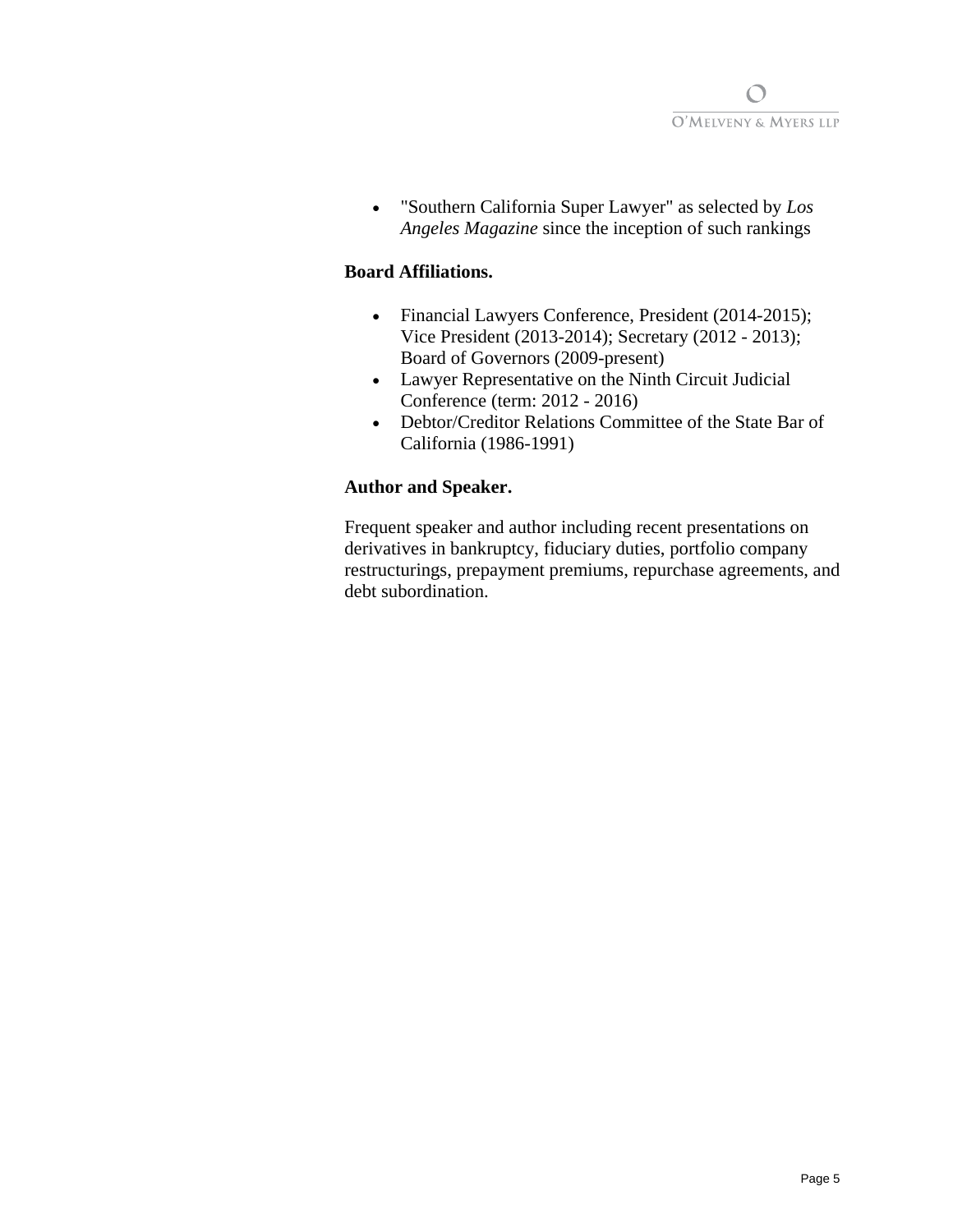- "Southern California Super Lawyer" as selected by *Los Angeles Magazine* since the inception of such rankings

**Board Affiliations.**

- Financial Lawyers Conference, President (2014-2015); Vice President (2013-2014); Secretary (2012 - 2013); Board of Governors (2009-present)
- Lawyer Representative on the Ninth Circuit Judicial Conference (term: 2012 - 2016)
- Debtor/Creditor Relations Committee of the State Bar of California (1986-1991)

**Author and Speaker.**

Frequent speaker and author including recent presentations on derivatives in bankruptcy, fiduciary duties, portfolio company restructurings, prepayment premiums, repurchase agreements, and debt subordination.